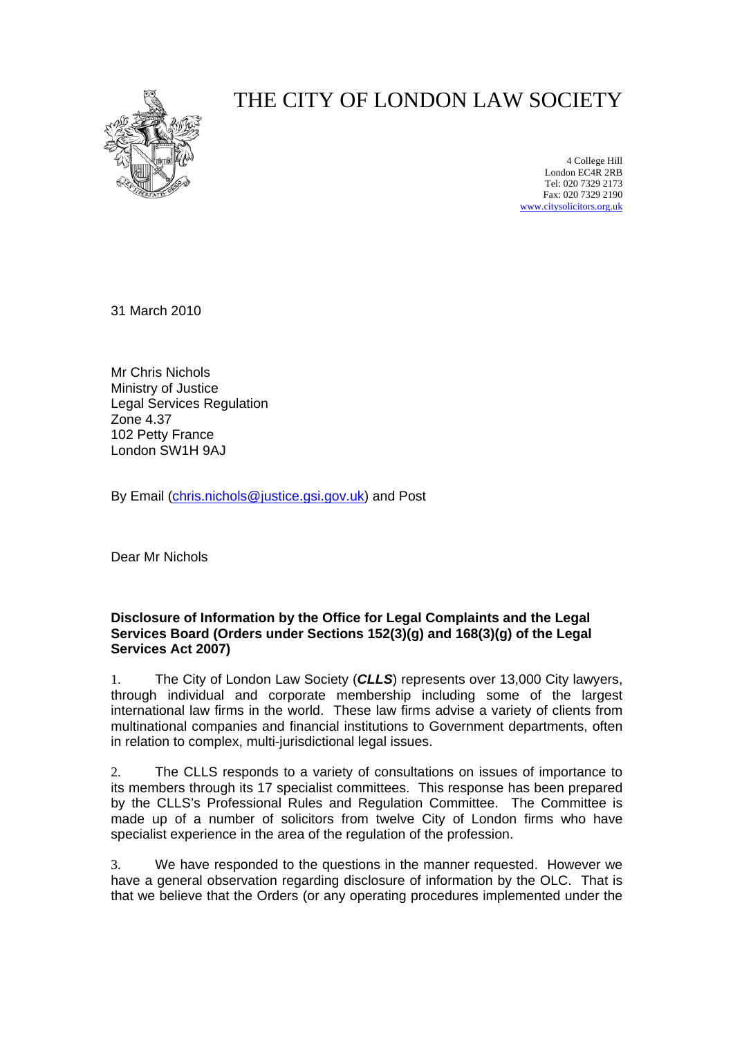# THE CITY OF LONDON LAW SOCIETY

4 College Hill
London EC4R 2RB
Tel: 020 7329 2173
Fax: 020 7329 2190
www.citysolicitors.org.uk

31 March 2010

Mr Chris Nichols
Ministry of Justice
Legal Services Regulation
Zone 4.37
102 Petty France
London SW1H 9AJ

By Email (chris.nichols@justice.gsi.gov.uk) and Post

Dear Mr Nichols

**Disclosure of Information by the Office for Legal Complaints and the Legal Services Board (Orders under Sections 152(3)(g) and 168(3)(g) of the Legal Services Act 2007)**

1. The City of London Law Society (***CLLS***) represents over 13,000 City lawyers, through individual and corporate membership including some of the largest international law firms in the world. These law firms advise a variety of clients from multinational companies and financial institutions to Government departments, often in relation to complex, multi-jurisdictional legal issues.

2. The CLLS responds to a variety of consultations on issues of importance to its members through its 17 specialist committees. This response has been prepared by the CLLS's Professional Rules and Regulation Committee. The Committee is made up of a number of solicitors from twelve City of London firms who have specialist experience in the area of the regulation of the profession.

3. We have responded to the questions in the manner requested. However we have a general observation regarding disclosure of information by the OLC. That is that we believe that the Orders (or any operating procedures implemented under the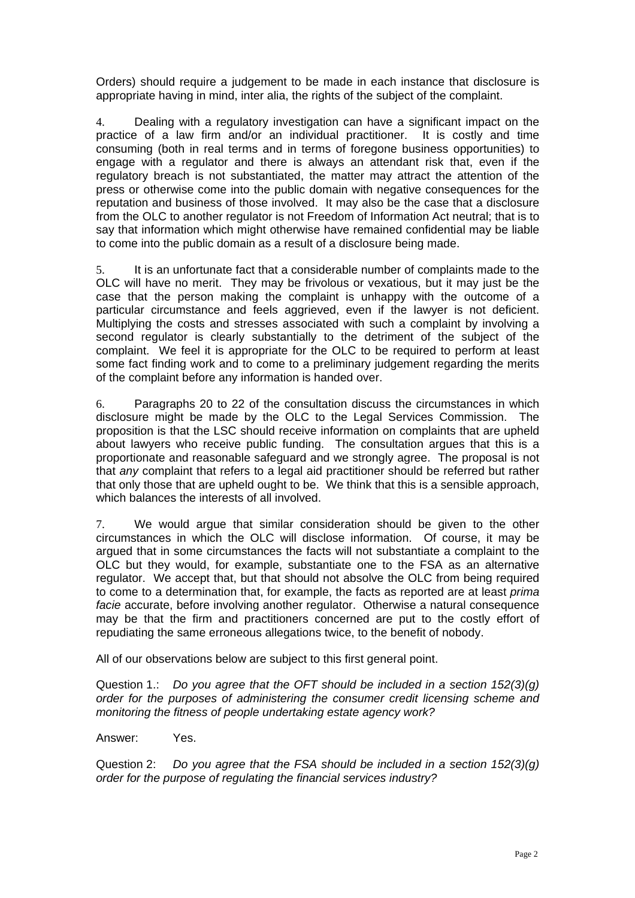Orders) should require a judgement to be made in each instance that disclosure is appropriate having in mind, inter alia, the rights of the subject of the complaint.

4. Dealing with a regulatory investigation can have a significant impact on the practice of a law firm and/or an individual practitioner. It is costly and time consuming (both in real terms and in terms of foregone business opportunities) to engage with a regulator and there is always an attendant risk that, even if the regulatory breach is not substantiated, the matter may attract the attention of the press or otherwise come into the public domain with negative consequences for the reputation and business of those involved. It may also be the case that a disclosure from the OLC to another regulator is not Freedom of Information Act neutral; that is to say that information which might otherwise have remained confidential may be liable to come into the public domain as a result of a disclosure being made.

5. It is an unfortunate fact that a considerable number of complaints made to the OLC will have no merit. They may be frivolous or vexatious, but it may just be the case that the person making the complaint is unhappy with the outcome of a particular circumstance and feels aggrieved, even if the lawyer is not deficient. Multiplying the costs and stresses associated with such a complaint by involving a second regulator is clearly substantially to the detriment of the subject of the complaint. We feel it is appropriate for the OLC to be required to perform at least some fact finding work and to come to a preliminary judgement regarding the merits of the complaint before any information is handed over.

6. Paragraphs 20 to 22 of the consultation discuss the circumstances in which disclosure might be made by the OLC to the Legal Services Commission. The proposition is that the LSC should receive information on complaints that are upheld about lawyers who receive public funding. The consultation argues that this is a proportionate and reasonable safeguard and we strongly agree. The proposal is not that *any* complaint that refers to a legal aid practitioner should be referred but rather that only those that are upheld ought to be. We think that this is a sensible approach, which balances the interests of all involved.

7. We would argue that similar consideration should be given to the other circumstances in which the OLC will disclose information. Of course, it may be argued that in some circumstances the facts will not substantiate a complaint to the OLC but they would, for example, substantiate one to the FSA as an alternative regulator. We accept that, but that should not absolve the OLC from being required to come to a determination that, for example, the facts as reported are at least *prima facie* accurate, before involving another regulator. Otherwise a natural consequence may be that the firm and practitioners concerned are put to the costly effort of repudiating the same erroneous allegations twice, to the benefit of nobody.

All of our observations below are subject to this first general point.

Question 1.: *Do you agree that the OFT should be included in a section 152(3)(g) order for the purposes of administering the consumer credit licensing scheme and monitoring the fitness of people undertaking estate agency work?*

Answer: Yes.

Question 2: *Do you agree that the FSA should be included in a section 152(3)(g) order for the purpose of regulating the financial services industry?*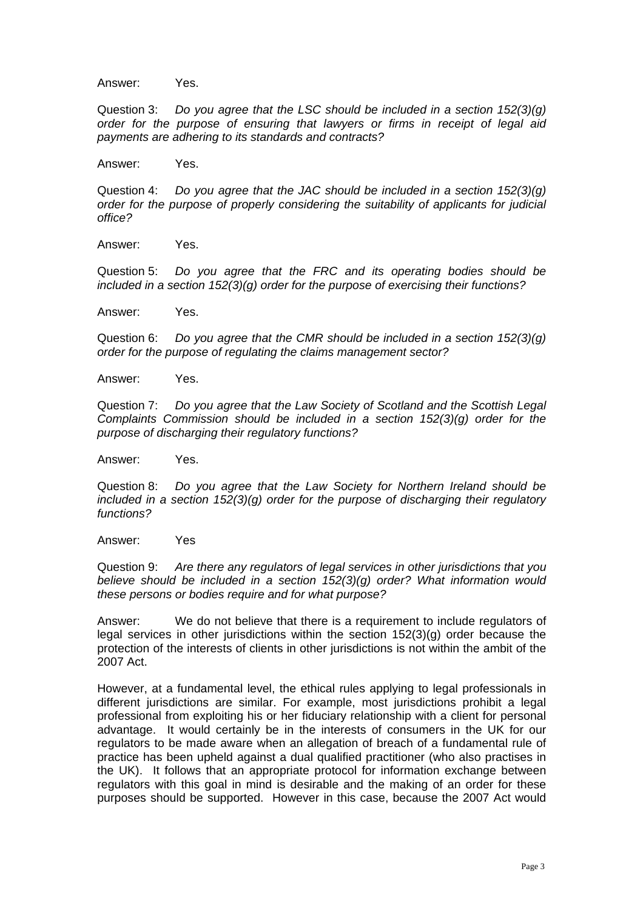Answer: Yes.

Question 3: *Do you agree that the LSC should be included in a section 152(3)(g) order for the purpose of ensuring that lawyers or firms in receipt of legal aid payments are adhering to its standards and contracts?*

Answer: Yes.

Question 4: *Do you agree that the JAC should be included in a section 152(3)(g) order for the purpose of properly considering the suitability of applicants for judicial office?*

Answer: Yes.

Question 5: *Do you agree that the FRC and its operating bodies should be included in a section 152(3)(g) order for the purpose of exercising their functions?*

Answer: Yes.

Question 6: *Do you agree that the CMR should be included in a section 152(3)(g) order for the purpose of regulating the claims management sector?*

Answer: Yes.

Question 7: *Do you agree that the Law Society of Scotland and the Scottish Legal Complaints Commission should be included in a section 152(3)(g) order for the purpose of discharging their regulatory functions?*

Answer: Yes.

Question 8: *Do you agree that the Law Society for Northern Ireland should be included in a section 152(3)(g) order for the purpose of discharging their regulatory functions?*

Answer: Yes

Question 9: *Are there any regulators of legal services in other jurisdictions that you believe should be included in a section 152(3)(g) order? What information would these persons or bodies require and for what purpose?*

Answer: We do not believe that there is a requirement to include regulators of legal services in other jurisdictions within the section 152(3)(g) order because the protection of the interests of clients in other jurisdictions is not within the ambit of the 2007 Act.

However, at a fundamental level, the ethical rules applying to legal professionals in different jurisdictions are similar. For example, most jurisdictions prohibit a legal professional from exploiting his or her fiduciary relationship with a client for personal advantage. It would certainly be in the interests of consumers in the UK for our regulators to be made aware when an allegation of breach of a fundamental rule of practice has been upheld against a dual qualified practitioner (who also practises in the UK). It follows that an appropriate protocol for information exchange between regulators with this goal in mind is desirable and the making of an order for these purposes should be supported. However in this case, because the 2007 Act would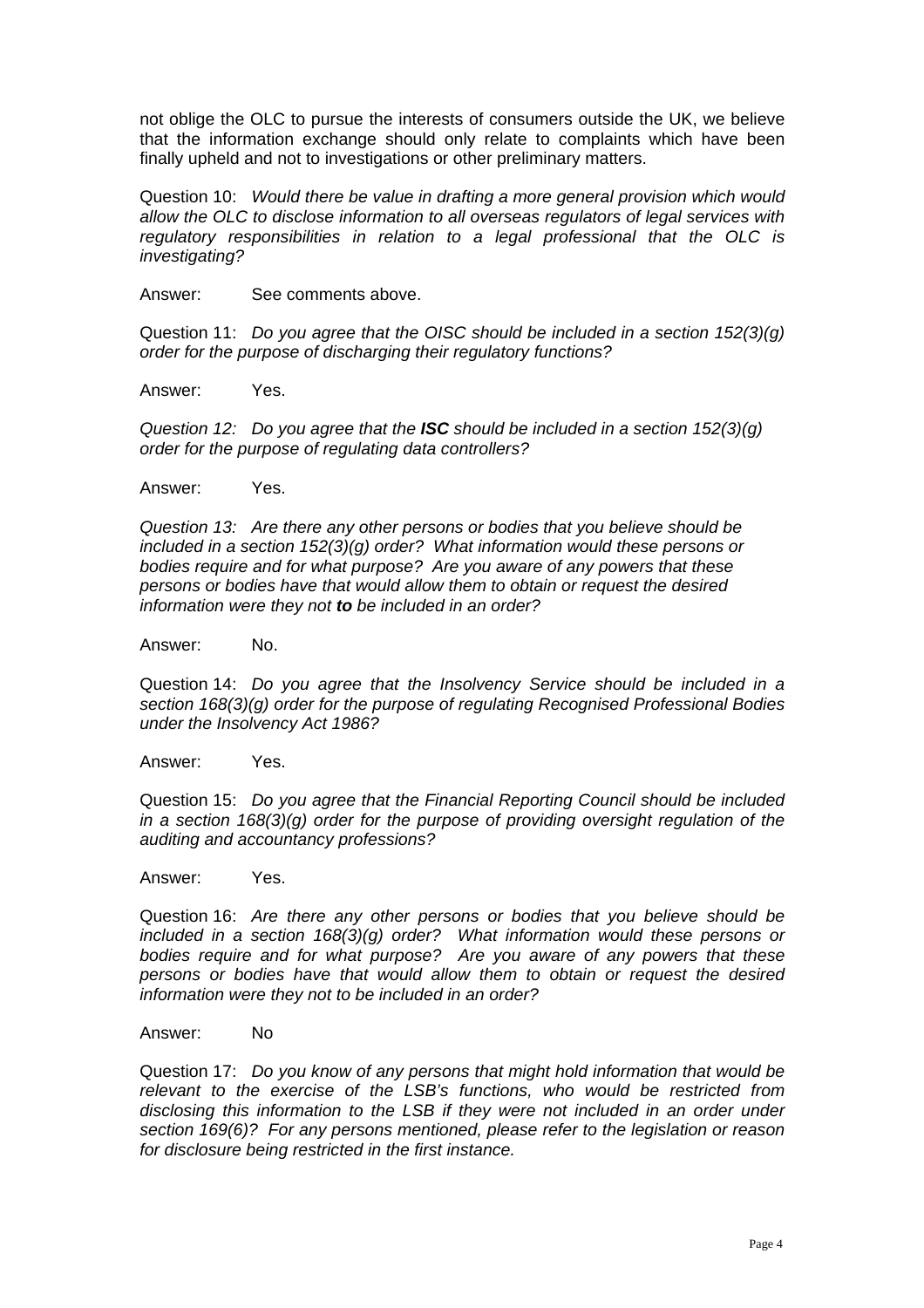not oblige the OLC to pursue the interests of consumers outside the UK, we believe that the information exchange should only relate to complaints which have been finally upheld and not to investigations or other preliminary matters.

Question 10: *Would there be value in drafting a more general provision which would allow the OLC to disclose information to all overseas regulators of legal services with regulatory responsibilities in relation to a legal professional that the OLC is investigating?*

Answer: See comments above.

Question 11: *Do you agree that the OISC should be included in a section 152(3)(g) order for the purpose of discharging their regulatory functions?*

Answer: Yes.

*Question 12: Do you agree that the **ISC** should be included in a section 152(3)(g) order for the purpose of regulating data controllers?*

Answer: Yes.

*Question 13: Are there any other persons or bodies that you believe should be included in a section 152(3)(g) order? What information would these persons or bodies require and for what purpose? Are you aware of any powers that these persons or bodies have that would allow them to obtain or request the desired information were they not **to** be included in an order?*

Answer: No.

Question 14: *Do you agree that the Insolvency Service should be included in a section 168(3)(g) order for the purpose of regulating Recognised Professional Bodies under the Insolvency Act 1986?*

Answer: Yes.

Question 15: *Do you agree that the Financial Reporting Council should be included in a section 168(3)(g) order for the purpose of providing oversight regulation of the auditing and accountancy professions?*

Answer: Yes.

Question 16: *Are there any other persons or bodies that you believe should be included in a section 168(3)(g) order? What information would these persons or bodies require and for what purpose? Are you aware of any powers that these persons or bodies have that would allow them to obtain or request the desired information were they not to be included in an order?*

Answer: No

Question 17: *Do you know of any persons that might hold information that would be relevant to the exercise of the LSB's functions, who would be restricted from disclosing this information to the LSB if they were not included in an order under section 169(6)? For any persons mentioned, please refer to the legislation or reason for disclosure being restricted in the first instance.*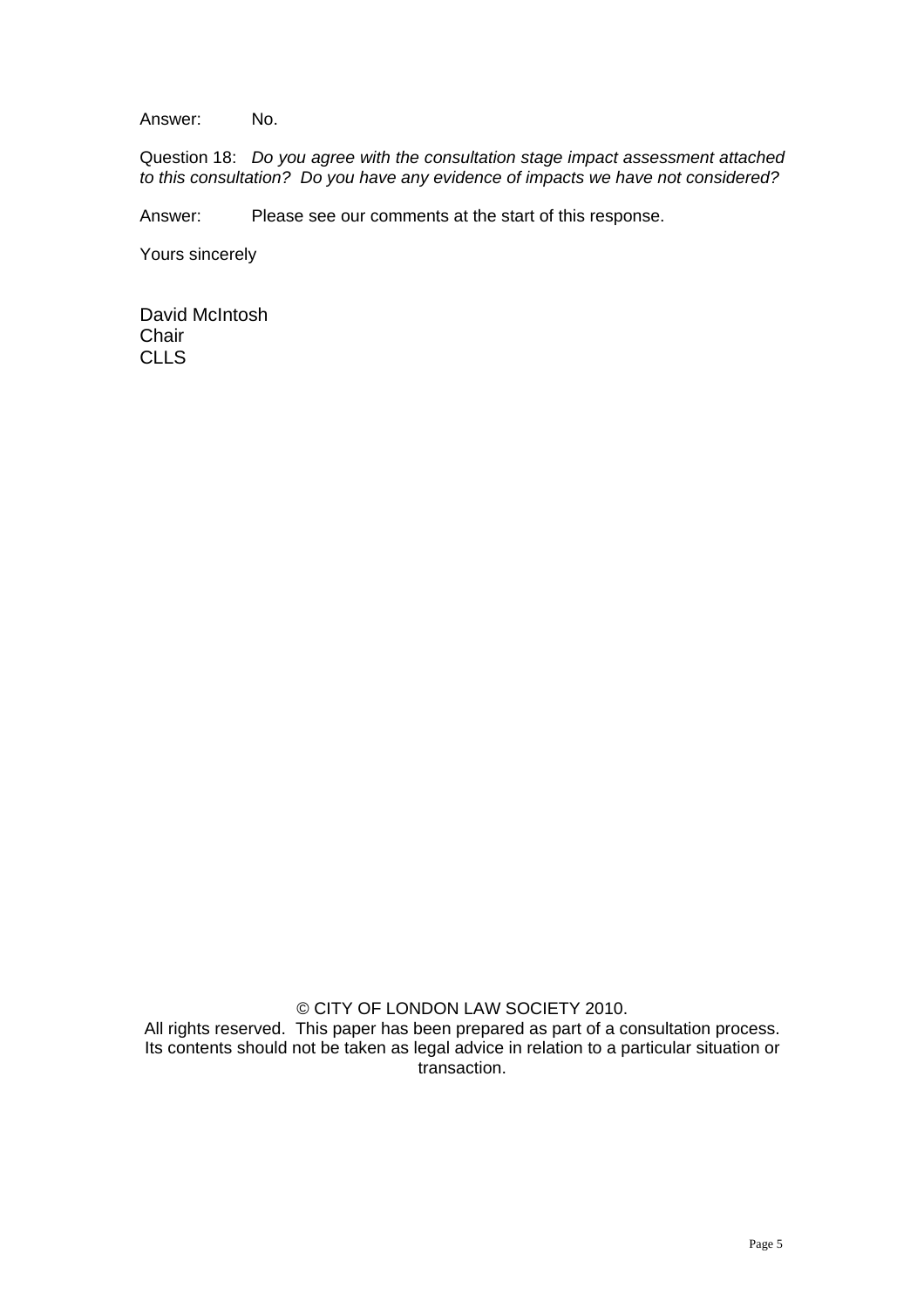Answer: No.

Question 18: *Do you agree with the consultation stage impact assessment attached to this consultation? Do you have any evidence of impacts we have not considered?*

Answer: Please see our comments at the start of this response.

Yours sincerely

David McIntosh
Chair
CLLS

© CITY OF LONDON LAW SOCIETY 2010.
All rights reserved. This paper has been prepared as part of a consultation process. Its contents should not be taken as legal advice in relation to a particular situation or transaction.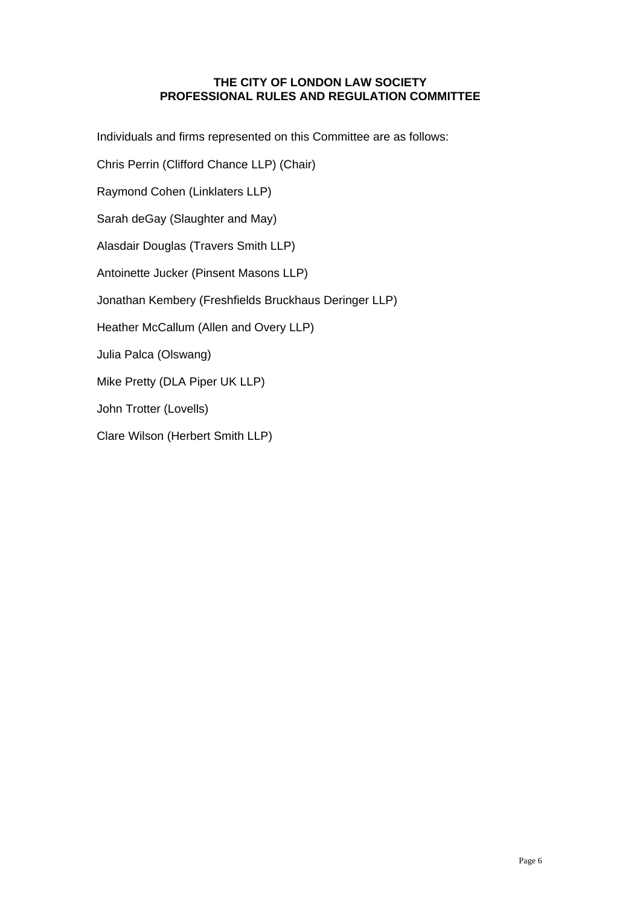**THE CITY OF LONDON LAW SOCIETY**
**PROFESSIONAL RULES AND REGULATION COMMITTEE**

Individuals and firms represented on this Committee are as follows:

Chris Perrin (Clifford Chance LLP) (Chair)

Raymond Cohen (Linklaters LLP)

Sarah deGay (Slaughter and May)

Alasdair Douglas (Travers Smith LLP)

Antoinette Jucker (Pinsent Masons LLP)

Jonathan Kembery (Freshfields Bruckhaus Deringer LLP)

Heather McCallum (Allen and Overy LLP)

Julia Palca (Olswang)

Mike Pretty (DLA Piper UK LLP)

John Trotter (Lovells)

Clare Wilson (Herbert Smith LLP)